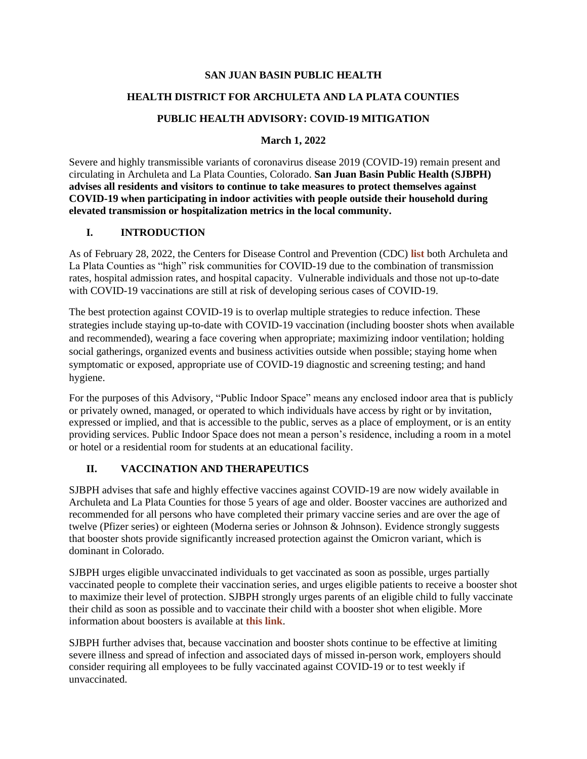# SAN JUAN BASIN PUBLIC HEALTH

## HEALTH DISTRICT FOR ARCHULETA AND LA PLATA COUNTIES

## PUBLIC HEALTH ADVISORY: COVID-19 MITIGATION

**March 1, 2022**

Severe and highly transmissible variants of coronavirus disease 2019 (COVID-19) remain present and circulating in Archuleta and La Plata Counties, Colorado. **San Juan Basin Public Health (SJBPH) advises all residents and visitors to continue to take measures to protect themselves against COVID-19 when participating in indoor activities with people outside their household during elevated transmission or hospitalization metrics in the local community.**

## I. INTRODUCTION

As of February 28, 2022, the Centers for Disease Control and Prevention (CDC) **list** both Archuleta and La Plata Counties as "high" risk communities for COVID-19 due to the combination of transmission rates, hospital admission rates, and hospital capacity. Vulnerable individuals and those not up-to-date with COVID-19 vaccinations are still at risk of developing serious cases of COVID-19.

The best protection against COVID-19 is to overlap multiple strategies to reduce infection. These strategies include staying up-to-date with COVID-19 vaccination (including booster shots when available and recommended), wearing a face covering when appropriate; maximizing indoor ventilation; holding social gatherings, organized events and business activities outside when possible; staying home when symptomatic or exposed, appropriate use of COVID-19 diagnostic and screening testing; and hand hygiene.

For the purposes of this Advisory, "Public Indoor Space" means any enclosed indoor area that is publicly or privately owned, managed, or operated to which individuals have access by right or by invitation, expressed or implied, and that is accessible to the public, serves as a place of employment, or is an entity providing services. Public Indoor Space does not mean a person's residence, including a room in a motel or hotel or a residential room for students at an educational facility.

## II. VACCINATION AND THERAPEUTICS

SJBPH advises that safe and highly effective vaccines against COVID-19 are now widely available in Archuleta and La Plata Counties for those 5 years of age and older. Booster vaccines are authorized and recommended for all persons who have completed their primary vaccine series and are over the age of twelve (Pfizer series) or eighteen (Moderna series or Johnson & Johnson). Evidence strongly suggests that booster shots provide significantly increased protection against the Omicron variant, which is dominant in Colorado.

SJBPH urges eligible unvaccinated individuals to get vaccinated as soon as possible, urges partially vaccinated people to complete their vaccination series, and urges eligible patients to receive a booster shot to maximize their level of protection. SJBPH strongly urges parents of an eligible child to fully vaccinate their child as soon as possible and to vaccinate their child with a booster shot when eligible. More information about boosters is available at **this link**.

SJBPH further advises that, because vaccination and booster shots continue to be effective at limiting severe illness and spread of infection and associated days of missed in-person work, employers should consider requiring all employees to be fully vaccinated against COVID-19 or to test weekly if unvaccinated.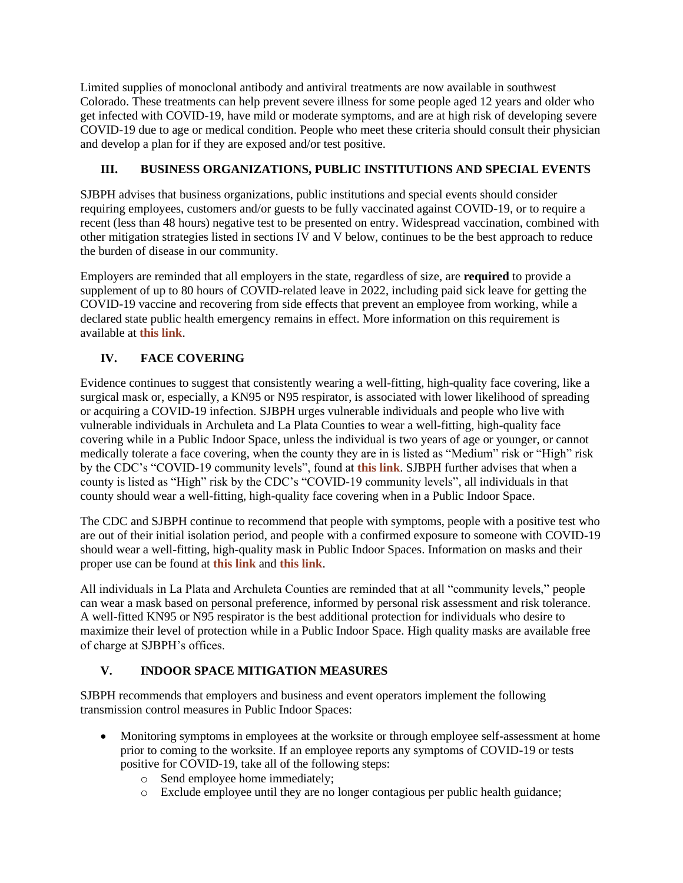Limited supplies of monoclonal antibody and antiviral treatments are now available in southwest Colorado. These treatments can help prevent severe illness for some people aged 12 years and older who get infected with COVID-19, have mild or moderate symptoms, and are at high risk of developing severe COVID-19 due to age or medical condition. People who meet these criteria should consult their physician and develop a plan for if they are exposed and/or test positive.

## III. BUSINESS ORGANIZATIONS, PUBLIC INSTITUTIONS AND SPECIAL EVENTS

SJBPH advises that business organizations, public institutions and special events should consider requiring employees, customers and/or guests to be fully vaccinated against COVID-19, or to require a recent (less than 48 hours) negative test to be presented on entry. Widespread vaccination, combined with other mitigation strategies listed in sections IV and V below, continues to be the best approach to reduce the burden of disease in our community.

Employers are reminded that all employers in the state, regardless of size, are **required** to provide a supplement of up to 80 hours of COVID-related leave in 2022, including paid sick leave for getting the COVID-19 vaccine and recovering from side effects that prevent an employee from working, while a declared state public health emergency remains in effect. More information on this requirement is available at **this link**.

## IV. FACE COVERING

Evidence continues to suggest that consistently wearing a well-fitting, high-quality face covering, like a surgical mask or, especially, a KN95 or N95 respirator, is associated with lower likelihood of spreading or acquiring a COVID-19 infection. SJBPH urges vulnerable individuals and people who live with vulnerable individuals in Archuleta and La Plata Counties to wear a well-fitting, high-quality face covering while in a Public Indoor Space, unless the individual is two years of age or younger, or cannot medically tolerate a face covering, when the county they are in is listed as "Medium" risk or "High" risk by the CDC's "COVID-19 community levels", found at **this link**. SJBPH further advises that when a county is listed as "High" risk by the CDC's "COVID-19 community levels", all individuals in that county should wear a well-fitting, high-quality face covering when in a Public Indoor Space.

The CDC and SJBPH continue to recommend that people with symptoms, people with a positive test who are out of their initial isolation period, and people with a confirmed exposure to someone with COVID-19 should wear a well-fitting, high-quality mask in Public Indoor Spaces. Information on masks and their proper use can be found at **this link** and **this link**.

All individuals in La Plata and Archuleta Counties are reminded that at all "community levels," people can wear a mask based on personal preference, informed by personal risk assessment and risk tolerance. A well-fitted KN95 or N95 respirator is the best additional protection for individuals who desire to maximize their level of protection while in a Public Indoor Space. High quality masks are available free of charge at SJBPH's offices.

## V. INDOOR SPACE MITIGATION MEASURES

SJBPH recommends that employers and business and event operators implement the following transmission control measures in Public Indoor Spaces:

- Monitoring symptoms in employees at the worksite or through employee self-assessment at home prior to coming to the worksite. If an employee reports any symptoms of COVID-19 or tests positive for COVID-19, take all of the following steps:
  - Send employee home immediately;
  - Exclude employee until they are no longer contagious per public health guidance;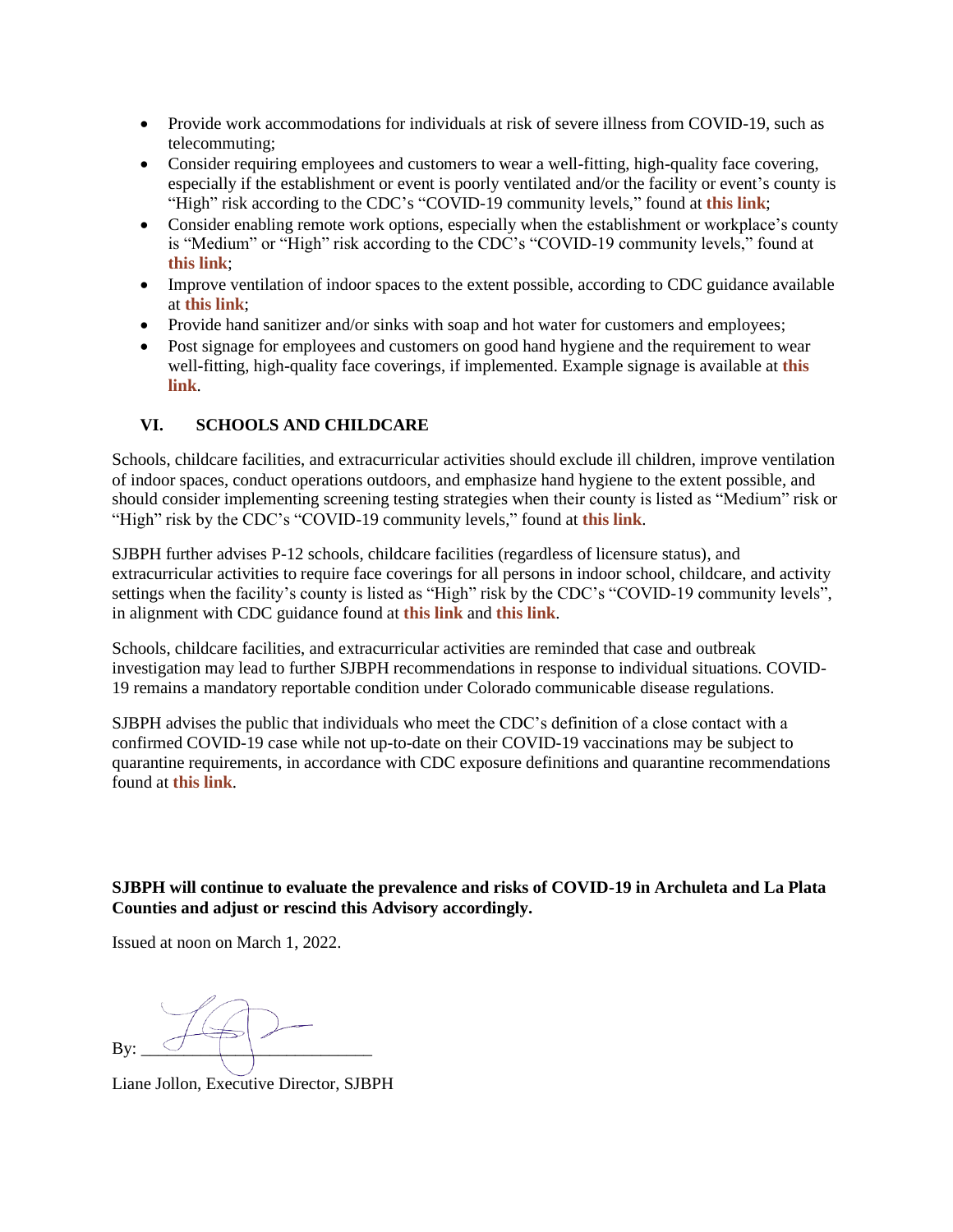- Provide work accommodations for individuals at risk of severe illness from COVID-19, such as telecommuting;
- Consider requiring employees and customers to wear a well-fitting, high-quality face covering, especially if the establishment or event is poorly ventilated and/or the facility or event's county is "High" risk according to the CDC's "COVID-19 community levels," found at **this link**;
- Consider enabling remote work options, especially when the establishment or workplace's county is "Medium" or "High" risk according to the CDC's "COVID-19 community levels," found at **this link**;
- Improve ventilation of indoor spaces to the extent possible, according to CDC guidance available at **this link**;
- Provide hand sanitizer and/or sinks with soap and hot water for customers and employees;
- Post signage for employees and customers on good hand hygiene and the requirement to wear well-fitting, high-quality face coverings, if implemented. Example signage is available at **this link**.

## VI. SCHOOLS AND CHILDCARE

Schools, childcare facilities, and extracurricular activities should exclude ill children, improve ventilation of indoor spaces, conduct operations outdoors, and emphasize hand hygiene to the extent possible, and should consider implementing screening testing strategies when their county is listed as "Medium" risk or "High" risk by the CDC's "COVID-19 community levels," found at **this link**.

SJBPH further advises P-12 schools, childcare facilities (regardless of licensure status), and extracurricular activities to require face coverings for all persons in indoor school, childcare, and activity settings when the facility's county is listed as "High" risk by the CDC's "COVID-19 community levels", in alignment with CDC guidance found at **this link** and **this link**.

Schools, childcare facilities, and extracurricular activities are reminded that case and outbreak investigation may lead to further SJBPH recommendations in response to individual situations. COVID-19 remains a mandatory reportable condition under Colorado communicable disease regulations.

SJBPH advises the public that individuals who meet the CDC's definition of a close contact with a confirmed COVID-19 case while not up-to-date on their COVID-19 vaccinations may be subject to quarantine requirements, in accordance with CDC exposure definitions and quarantine recommendations found at **this link**.

**SJBPH will continue to evaluate the prevalence and risks of COVID-19 in Archuleta and La Plata Counties and adjust or rescind this Advisory accordingly.**

Issued at noon on March 1, 2022.

By: ___________________________

Liane Jollon, Executive Director, SJBPH